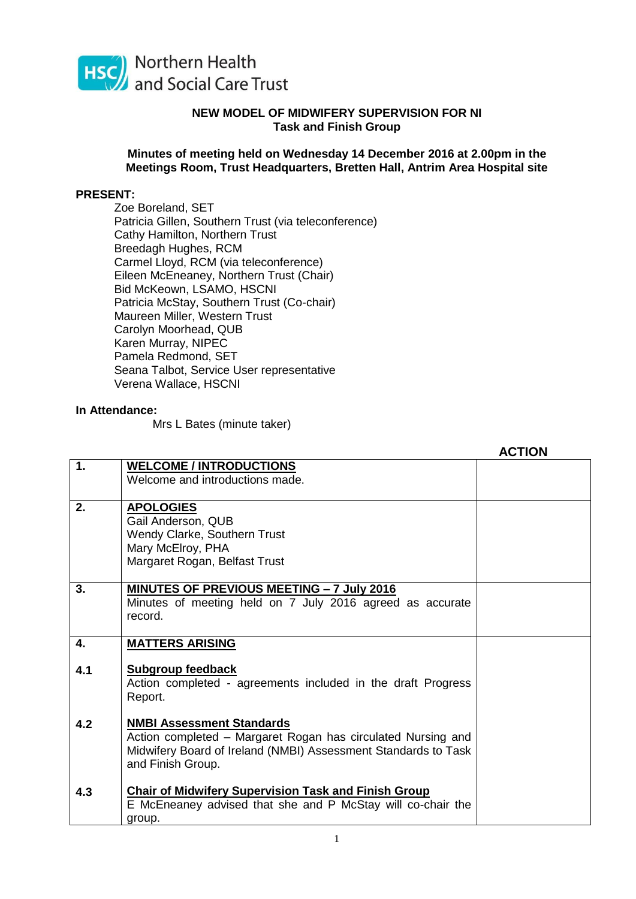Northern Health and Social Care Trust

**NEW MODEL OF MIDWIFERY SUPERVISION FOR NI**
**Task and Finish Group**

**Minutes of meeting held on Wednesday 14 December 2016 at 2.00pm in the Meetings Room, Trust Headquarters, Bretten Hall, Antrim Area Hospital site**

**PRESENT:**

Zoe Boreland, SET
Patricia Gillen, Southern Trust (via teleconference)
Cathy Hamilton, Northern Trust
Breedagh Hughes, RCM
Carmel Lloyd, RCM (via teleconference)
Eileen McEneaney, Northern Trust (Chair)
Bid McKeown, LSAMO, HSCNI
Patricia McStay, Southern Trust (Co-chair)
Maureen Miller, Western Trust
Carolyn Moorhead, QUB
Karen Murray, NIPEC
Pamela Redmond, SET
Seana Talbot, Service User representative
Verena Wallace, HSCNI

**In Attendance:**

Mrs L Bates (minute taker)

| | | **ACTION** |
|---|---|---|
| **1.** | **WELCOME / INTRODUCTIONS**<br>Welcome and introductions made. | |
| **2.** | **APOLOGIES**<br>Gail Anderson, QUB<br>Wendy Clarke, Southern Trust<br>Mary McElroy, PHA<br>Margaret Rogan, Belfast Trust | |
| **3.** | **MINUTES OF PREVIOUS MEETING – 7 July 2016**<br>Minutes of meeting held on 7 July 2016 agreed as accurate record. | |
| **4.** | **MATTERS ARISING** | |
| **4.1** | **Subgroup feedback**<br>Action completed - agreements included in the draft Progress Report. | |
| **4.2** | **NMBI Assessment Standards**<br>Action completed – Margaret Rogan has circulated Nursing and Midwifery Board of Ireland (NMBI) Assessment Standards to Task and Finish Group. | |
| **4.3** | **Chair of Midwifery Supervision Task and Finish Group**<br>E McEneaney advised that she and P McStay will co-chair the group. | |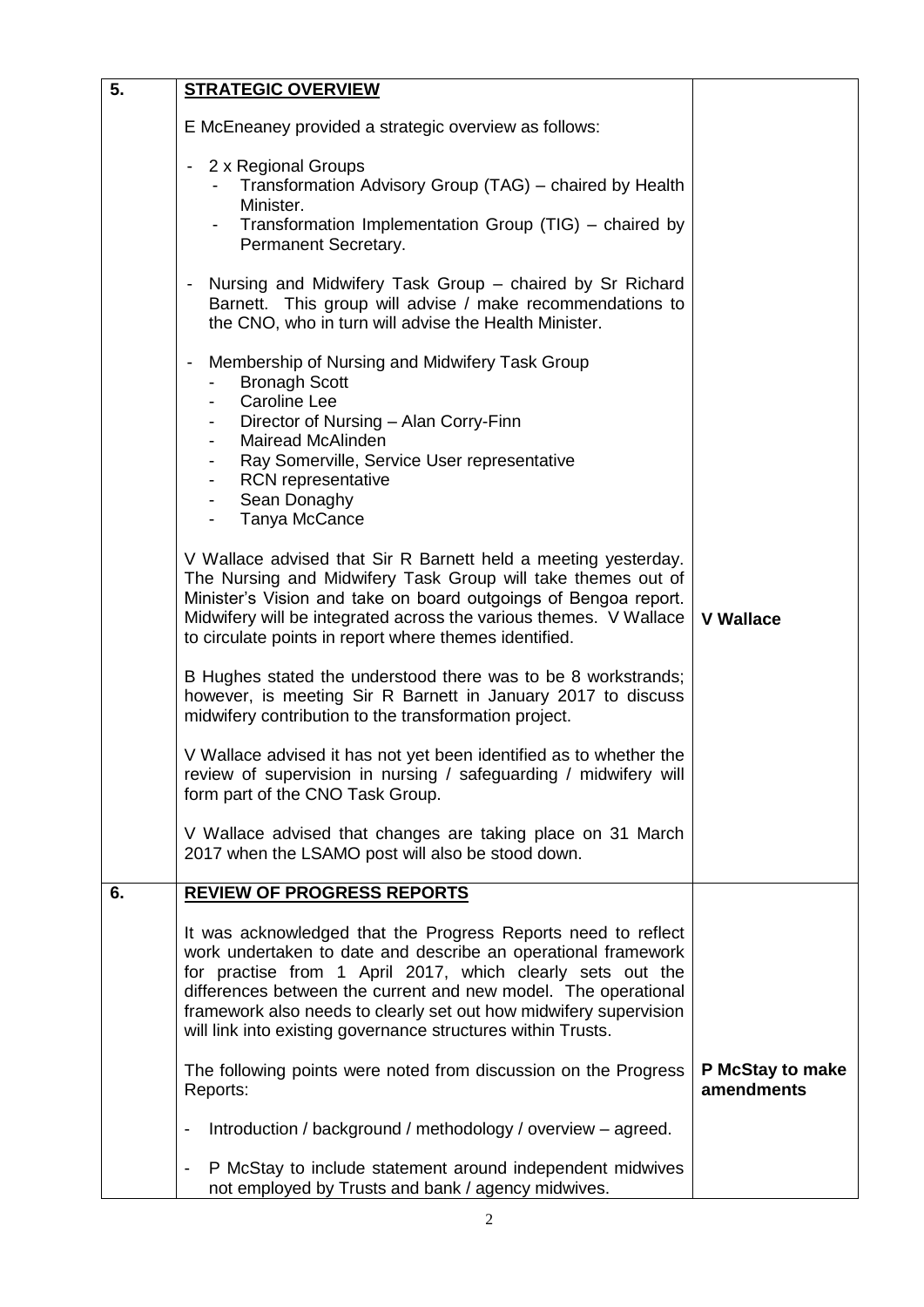| | | |
|---|---|---|
| **5.** | **STRATEGIC OVERVIEW**<br><br>E McEneaney provided a strategic overview as follows:<br><br>- 2 x Regional Groups<br>&nbsp;&nbsp;- Transformation Advisory Group (TAG) – chaired by Health Minister.<br>&nbsp;&nbsp;- Transformation Implementation Group (TIG) – chaired by Permanent Secretary.<br><br>- Nursing and Midwifery Task Group – chaired by Sr Richard Barnett. This group will advise / make recommendations to the CNO, who in turn will advise the Health Minister.<br><br>- Membership of Nursing and Midwifery Task Group<br>&nbsp;&nbsp;- Bronagh Scott<br>&nbsp;&nbsp;- Caroline Lee<br>&nbsp;&nbsp;- Director of Nursing – Alan Corry-Finn<br>&nbsp;&nbsp;- Mairead McAlinden<br>&nbsp;&nbsp;- Ray Somerville, Service User representative<br>&nbsp;&nbsp;- RCN representative<br>&nbsp;&nbsp;- Sean Donaghy<br>&nbsp;&nbsp;- Tanya McCance<br><br>V Wallace advised that Sir R Barnett held a meeting yesterday. The Nursing and Midwifery Task Group will take themes out of Minister's Vision and take on board outgoings of Bengoa report. Midwifery will be integrated across the various themes. V Wallace to circulate points in report where themes identified.<br><br>B Hughes stated the understood there was to be 8 workstrands; however, is meeting Sir R Barnett in January 2017 to discuss midwifery contribution to the transformation project.<br><br>V Wallace advised it has not yet been identified as to whether the review of supervision in nursing / safeguarding / midwifery will form part of the CNO Task Group.<br><br>V Wallace advised that changes are taking place on 31 March 2017 when the LSAMO post will also be stood down. | **V Wallace** |
| **6.** | **REVIEW OF PROGRESS REPORTS**<br><br>It was acknowledged that the Progress Reports need to reflect work undertaken to date and describe an operational framework for practise from 1 April 2017, which clearly sets out the differences between the current and new model. The operational framework also needs to clearly set out how midwifery supervision will link into existing governance structures within Trusts.<br><br>The following points were noted from discussion on the Progress Reports:<br><br>- Introduction / background / methodology / overview – agreed.<br><br>- P McStay to include statement around independent midwives not employed by Trusts and bank / agency midwives. | **P McStay to make amendments** |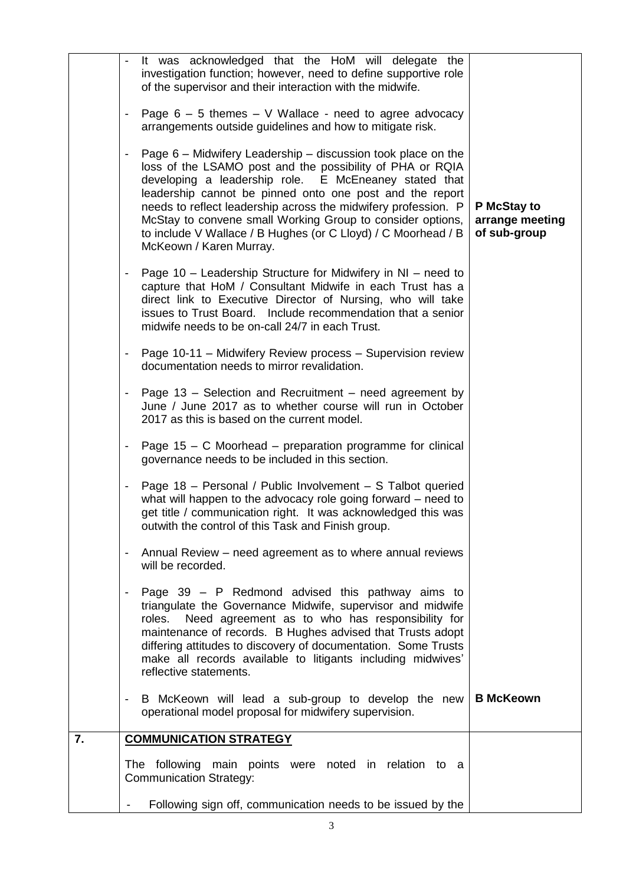| | | |
|---|---|---|
| | - It was acknowledged that the HoM will delegate the investigation function; however, need to define supportive role of the supervisor and their interaction with the midwife.<br><br>- Page 6 – 5 themes – V Wallace - need to agree advocacy arrangements outside guidelines and how to mitigate risk.<br><br>- Page 6 – Midwifery Leadership – discussion took place on the loss of the LSAMO post and the possibility of PHA or RQIA developing a leadership role. E McEneaney stated that leadership cannot be pinned onto one post and the report needs to reflect leadership across the midwifery profession. P McStay to convene small Working Group to consider options, to include V Wallace / B Hughes (or C Lloyd) / C Moorhead / B McKeown / Karen Murray.<br><br>- Page 10 – Leadership Structure for Midwifery in NI – need to capture that HoM / Consultant Midwife in each Trust has a direct link to Executive Director of Nursing, who will take issues to Trust Board. Include recommendation that a senior midwife needs to be on-call 24/7 in each Trust.<br><br>- Page 10-11 – Midwifery Review process – Supervision review documentation needs to mirror revalidation.<br><br>- Page 13 – Selection and Recruitment – need agreement by June / June 2017 as to whether course will run in October 2017 as this is based on the current model.<br><br>- Page 15 – C Moorhead – preparation programme for clinical governance needs to be included in this section.<br><br>- Page 18 – Personal / Public Involvement – S Talbot queried what will happen to the advocacy role going forward – need to get title / communication right. It was acknowledged this was outwith the control of this Task and Finish group.<br><br>- Annual Review – need agreement as to where annual reviews will be recorded.<br><br>- Page 39 – P Redmond advised this pathway aims to triangulate the Governance Midwife, supervisor and midwife roles. Need agreement as to who has responsibility for maintenance of records. B Hughes advised that Trusts adopt differing attitudes to discovery of documentation. Some Trusts make all records available to litigants including midwives' reflective statements.<br><br>- B McKeown will lead a sub-group to develop the new operational model proposal for midwifery supervision. | **P McStay to arrange meeting of sub-group**<br><br>**B McKeown** |
| **7.** | **<u>COMMUNICATION STRATEGY</u>**<br><br>The following main points were noted in relation to a Communication Strategy:<br><br>- Following sign off, communication needs to be issued by the | |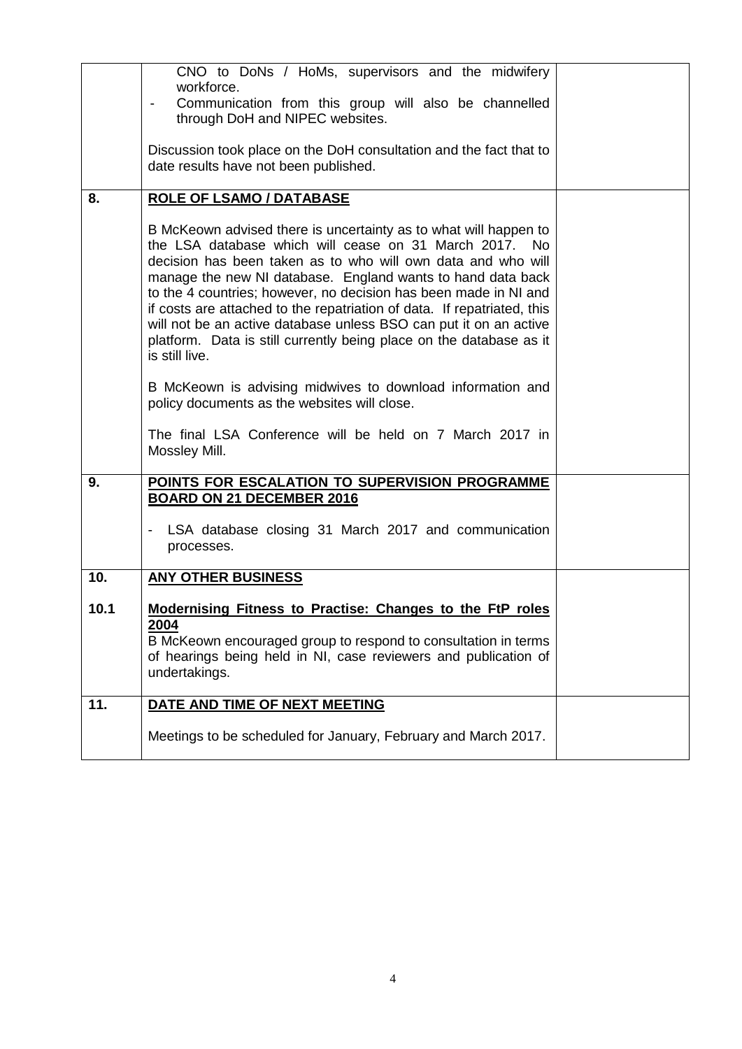| | | |
|---|---|---|
| | CNO to DoNs / HoMs, supervisors and the midwifery workforce.<br>- Communication from this group will also be channelled through DoH and NIPEC websites.<br><br>Discussion took place on the DoH consultation and the fact that to date results have not been published. | |
| **8.** | **<u>ROLE OF LSAMO / DATABASE</u>**<br><br>B McKeown advised there is uncertainty as to what will happen to the LSA database which will cease on 31 March 2017. No decision has been taken as to who will own data and who will manage the new NI database. England wants to hand data back to the 4 countries; however, no decision has been made in NI and if costs are attached to the repatriation of data. If repatriated, this will not be an active database unless BSO can put it on an active platform. Data is still currently being place on the database as it is still live.<br><br>B McKeown is advising midwives to download information and policy documents as the websites will close.<br><br>The final LSA Conference will be held on 7 March 2017 in Mossley Mill. | |
| **9.** | **<u>POINTS FOR ESCALATION TO SUPERVISION PROGRAMME BOARD ON 21 DECEMBER 2016</u>**<br><br>- LSA database closing 31 March 2017 and communication processes. | |
| **10.**<br><br>**10.1** | **<u>ANY OTHER BUSINESS</u>**<br><br>**<u>Modernising Fitness to Practise: Changes to the FtP roles 2004</u>**<br>B McKeown encouraged group to respond to consultation in terms of hearings being held in NI, case reviewers and publication of undertakings. | |
| **11.** | **<u>DATE AND TIME OF NEXT MEETING</u>**<br><br>Meetings to be scheduled for January, February and March 2017. | |